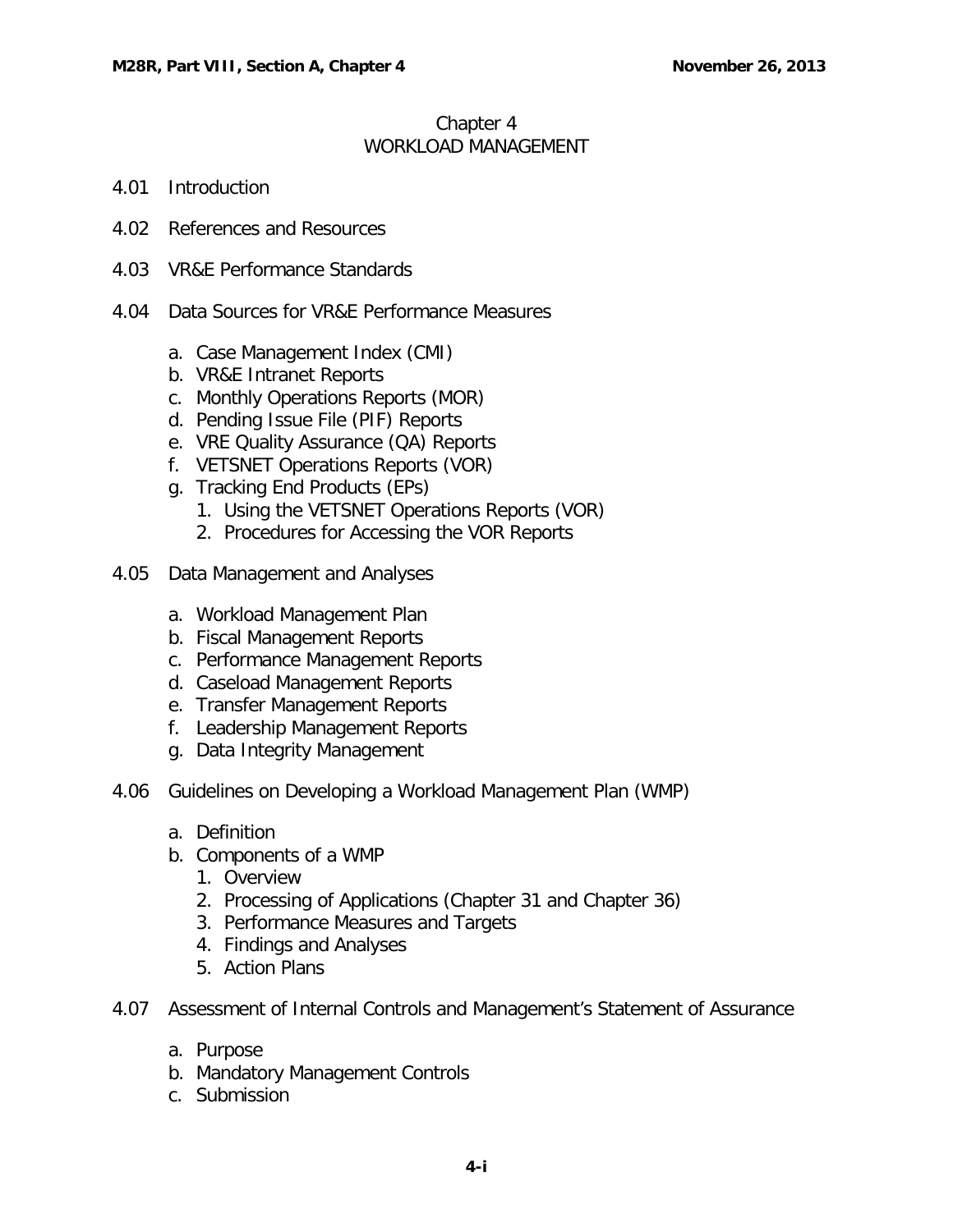# Chapter 4
# WORKLOAD MANAGEMENT

4.01 Introduction

4.02 References and Resources

4.03 VR&E Performance Standards

4.04 Data Sources for VR&E Performance Measures

- a. Case Management Index (CMI)
- b. VR&E Intranet Reports
- c. Monthly Operations Reports (MOR)
- d. Pending Issue File (PIF) Reports
- e. VRE Quality Assurance (QA) Reports
- f. VETSNET Operations Reports (VOR)
- g. Tracking End Products (EPs)
  1. Using the VETSNET Operations Reports (VOR)
  2. Procedures for Accessing the VOR Reports

4.05 Data Management and Analyses

- a. Workload Management Plan
- b. Fiscal Management Reports
- c. Performance Management Reports
- d. Caseload Management Reports
- e. Transfer Management Reports
- f. Leadership Management Reports
- g. Data Integrity Management

4.06 Guidelines on Developing a Workload Management Plan (WMP)

- a. Definition
- b. Components of a WMP
  1. Overview
  2. Processing of Applications (Chapter 31 and Chapter 36)
  3. Performance Measures and Targets
  4. Findings and Analyses
  5. Action Plans

4.07 Assessment of Internal Controls and Management's Statement of Assurance

- a. Purpose
- b. Mandatory Management Controls
- c. Submission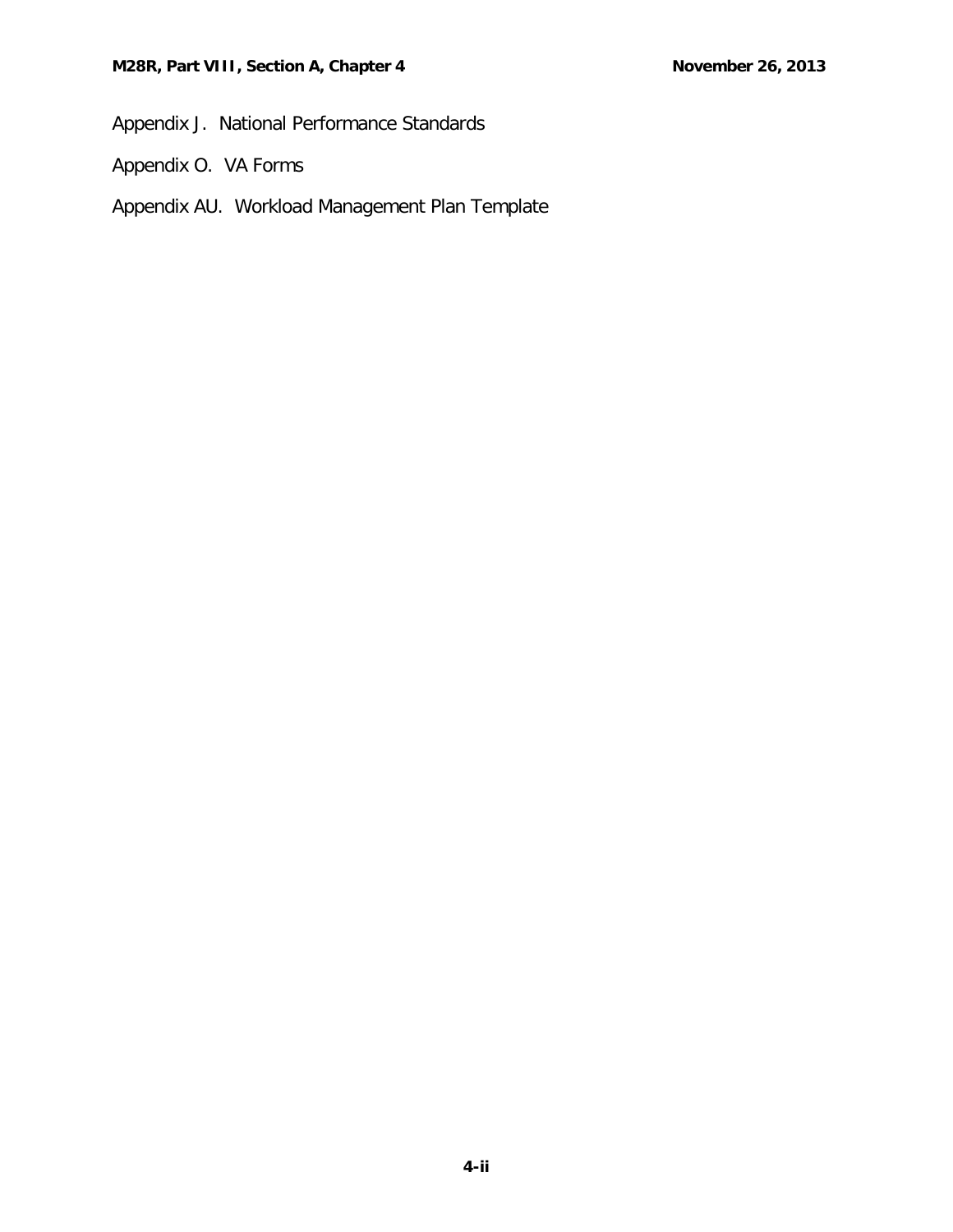Appendix J. National Performance Standards

Appendix O. VA Forms

Appendix AU. Workload Management Plan Template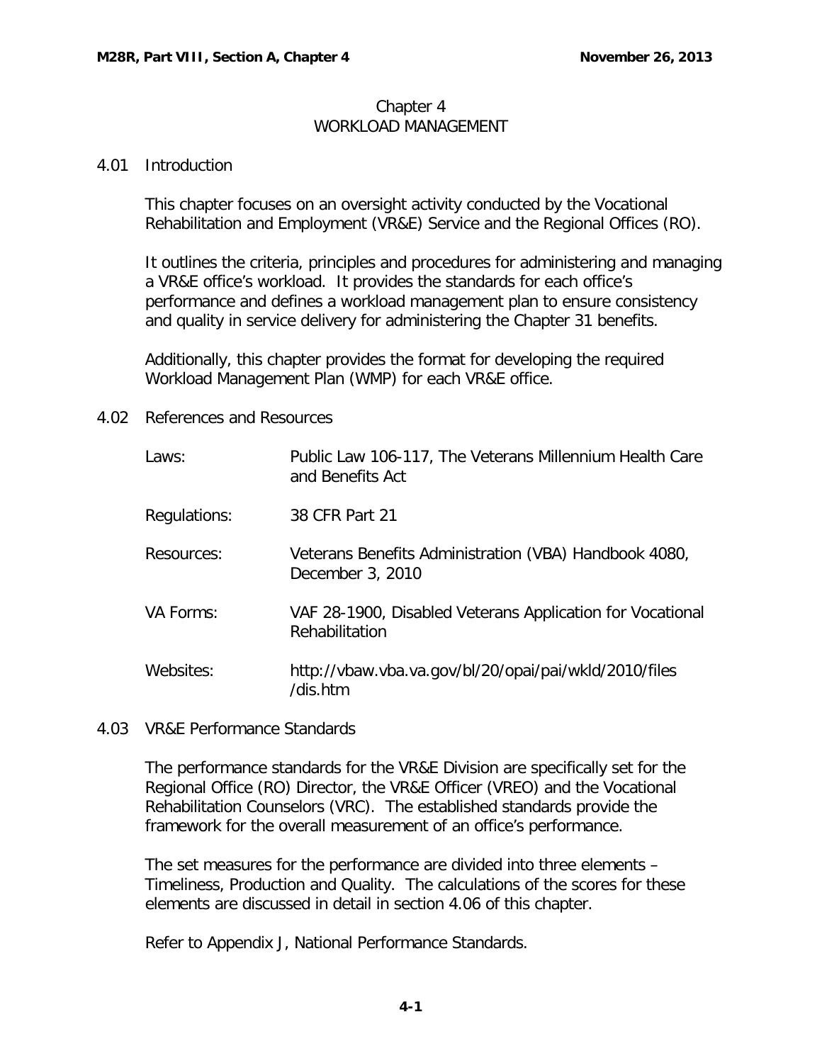# Chapter 4
# WORKLOAD MANAGEMENT

## 4.01 Introduction

This chapter focuses on an oversight activity conducted by the Vocational Rehabilitation and Employment (VR&E) Service and the Regional Offices (RO).

It outlines the criteria, principles and procedures for administering and managing a VR&E office's workload. It provides the standards for each office's performance and defines a workload management plan to ensure consistency and quality in service delivery for administering the Chapter 31 benefits.

Additionally, this chapter provides the format for developing the required Workload Management Plan (WMP) for each VR&E office.

## 4.02 References and Resources

| | |
|---|---|
| Laws: | Public Law 106-117, The Veterans Millennium Health Care and Benefits Act |
| Regulations: | 38 CFR Part 21 |
| Resources: | Veterans Benefits Administration (VBA) Handbook 4080, December 3, 2010 |
| VA Forms: | VAF 28-1900, Disabled Veterans Application for Vocational Rehabilitation |
| Websites: | http://vbaw.vba.va.gov/bl/20/opai/pai/wkld/2010/files/dis.htm |

## 4.03 VR&E Performance Standards

The performance standards for the VR&E Division are specifically set for the Regional Office (RO) Director, the VR&E Officer (VREO) and the Vocational Rehabilitation Counselors (VRC). The established standards provide the framework for the overall measurement of an office's performance.

The set measures for the performance are divided into three elements – Timeliness, Production and Quality. The calculations of the scores for these elements are discussed in detail in section 4.06 of this chapter.

Refer to Appendix J, National Performance Standards.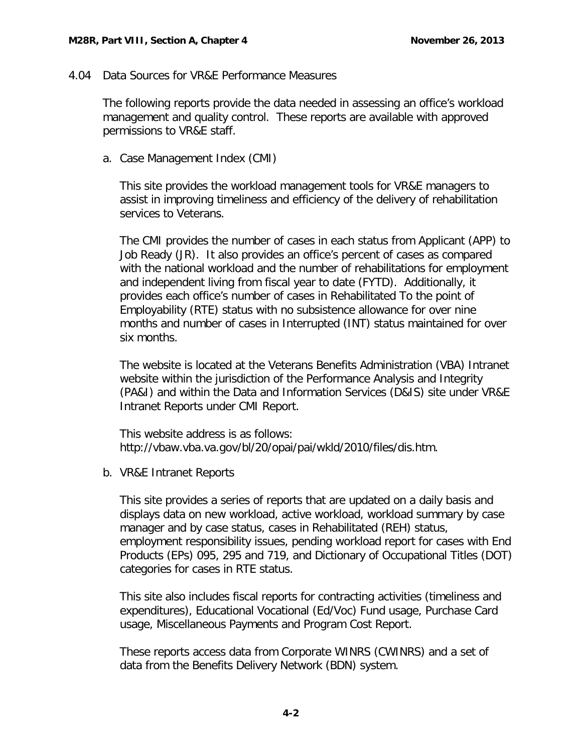## 4.04 Data Sources for VR&E Performance Measures

The following reports provide the data needed in assessing an office's workload management and quality control. These reports are available with approved permissions to VR&E staff.

a. Case Management Index (CMI)

   This site provides the workload management tools for VR&E managers to assist in improving timeliness and efficiency of the delivery of rehabilitation services to Veterans.

   The CMI provides the number of cases in each status from Applicant (APP) to Job Ready (JR). It also provides an office's percent of cases as compared with the national workload and the number of rehabilitations for employment and independent living from fiscal year to date (FYTD). Additionally, it provides each office's number of cases in Rehabilitated To the point of Employability (RTE) status with no subsistence allowance for over nine months and number of cases in Interrupted (INT) status maintained for over six months.

   The website is located at the Veterans Benefits Administration (VBA) Intranet website within the jurisdiction of the Performance Analysis and Integrity (PA&I) and within the Data and Information Services (D&IS) site under VR&E Intranet Reports under CMI Report.

   This website address is as follows: http://vbaw.vba.va.gov/bl/20/opai/pai/wkld/2010/files/dis.htm.

b. VR&E Intranet Reports

   This site provides a series of reports that are updated on a daily basis and displays data on new workload, active workload, workload summary by case manager and by case status, cases in Rehabilitated (REH) status, employment responsibility issues, pending workload report for cases with End Products (EPs) 095, 295 and 719, and Dictionary of Occupational Titles (DOT) categories for cases in RTE status.

   This site also includes fiscal reports for contracting activities (timeliness and expenditures), Educational Vocational (Ed/Voc) Fund usage, Purchase Card usage, Miscellaneous Payments and Program Cost Report.

   These reports access data from Corporate WINRS (CWINRS) and a set of data from the Benefits Delivery Network (BDN) system.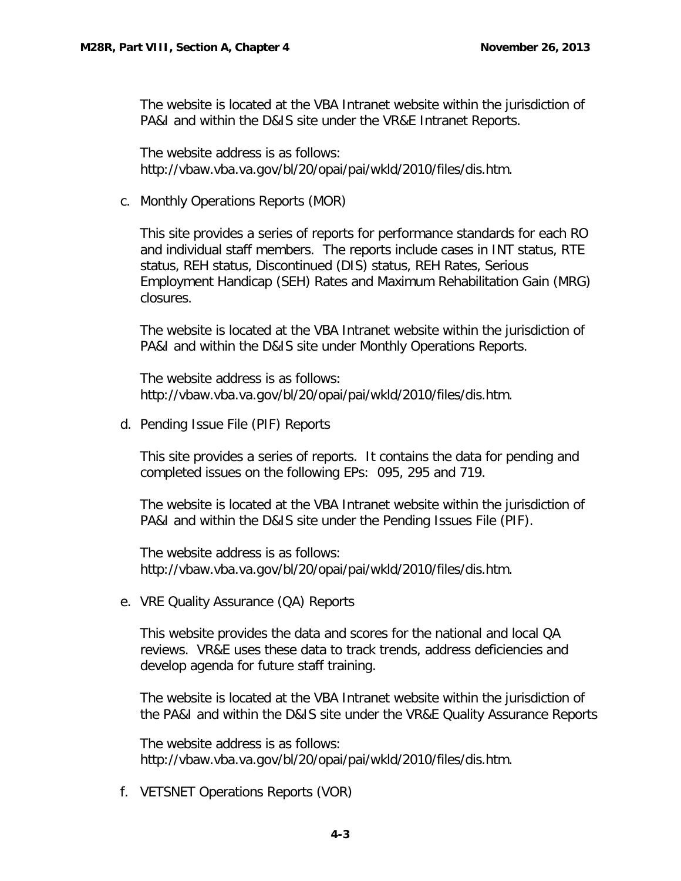The website is located at the VBA Intranet website within the jurisdiction of PA&I and within the D&IS site under the VR&E Intranet Reports.

The website address is as follows:
http://vbaw.vba.va.gov/bl/20/opai/pai/wkld/2010/files/dis.htm.

c. Monthly Operations Reports (MOR)

This site provides a series of reports for performance standards for each RO and individual staff members. The reports include cases in INT status, RTE status, REH status, Discontinued (DIS) status, REH Rates, Serious Employment Handicap (SEH) Rates and Maximum Rehabilitation Gain (MRG) closures.

The website is located at the VBA Intranet website within the jurisdiction of PA&I and within the D&IS site under Monthly Operations Reports.

The website address is as follows:
http://vbaw.vba.va.gov/bl/20/opai/pai/wkld/2010/files/dis.htm.

d. Pending Issue File (PIF) Reports

This site provides a series of reports. It contains the data for pending and completed issues on the following EPs: 095, 295 and 719.

The website is located at the VBA Intranet website within the jurisdiction of PA&I and within the D&IS site under the Pending Issues File (PIF).

The website address is as follows:
http://vbaw.vba.va.gov/bl/20/opai/pai/wkld/2010/files/dis.htm.

e. VRE Quality Assurance (QA) Reports

This website provides the data and scores for the national and local QA reviews. VR&E uses these data to track trends, address deficiencies and develop agenda for future staff training.

The website is located at the VBA Intranet website within the jurisdiction of the PA&I and within the D&IS site under the VR&E Quality Assurance Reports

The website address is as follows:
http://vbaw.vba.va.gov/bl/20/opai/pai/wkld/2010/files/dis.htm.

f. VETSNET Operations Reports (VOR)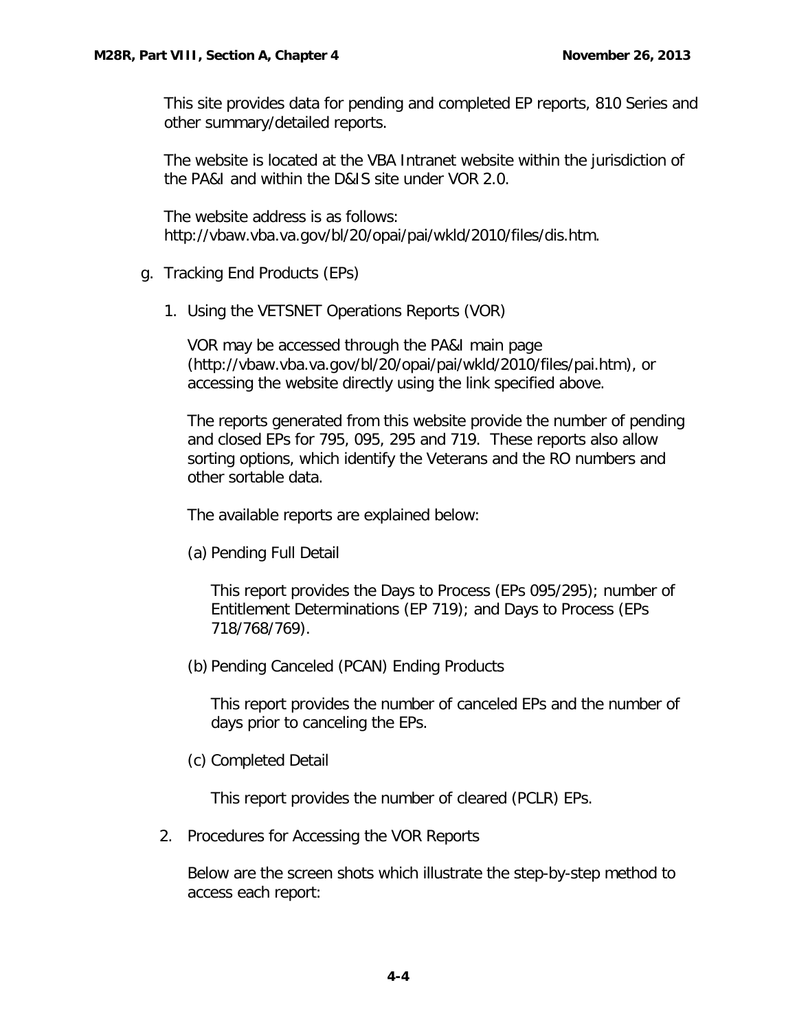This site provides data for pending and completed EP reports, 810 Series and other summary/detailed reports.

The website is located at the VBA Intranet website within the jurisdiction of the PA&I and within the D&IS site under VOR 2.0.

The website address is as follows: http://vbaw.vba.va.gov/bl/20/opai/pai/wkld/2010/files/dis.htm.

g. Tracking End Products (EPs)

1. Using the VETSNET Operations Reports (VOR)

   VOR may be accessed through the PA&I main page (http://vbaw.vba.va.gov/bl/20/opai/pai/wkld/2010/files/pai.htm), or accessing the website directly using the link specified above.

   The reports generated from this website provide the number of pending and closed EPs for 795, 095, 295 and 719. These reports also allow sorting options, which identify the Veterans and the RO numbers and other sortable data.

   The available reports are explained below:

   (a) Pending Full Detail

   This report provides the Days to Process (EPs 095/295); number of Entitlement Determinations (EP 719); and Days to Process (EPs 718/768/769).

   (b) Pending Canceled (PCAN) Ending Products

   This report provides the number of canceled EPs and the number of days prior to canceling the EPs.

   (c) Completed Detail

   This report provides the number of cleared (PCLR) EPs.

2. Procedures for Accessing the VOR Reports

   Below are the screen shots which illustrate the step-by-step method to access each report: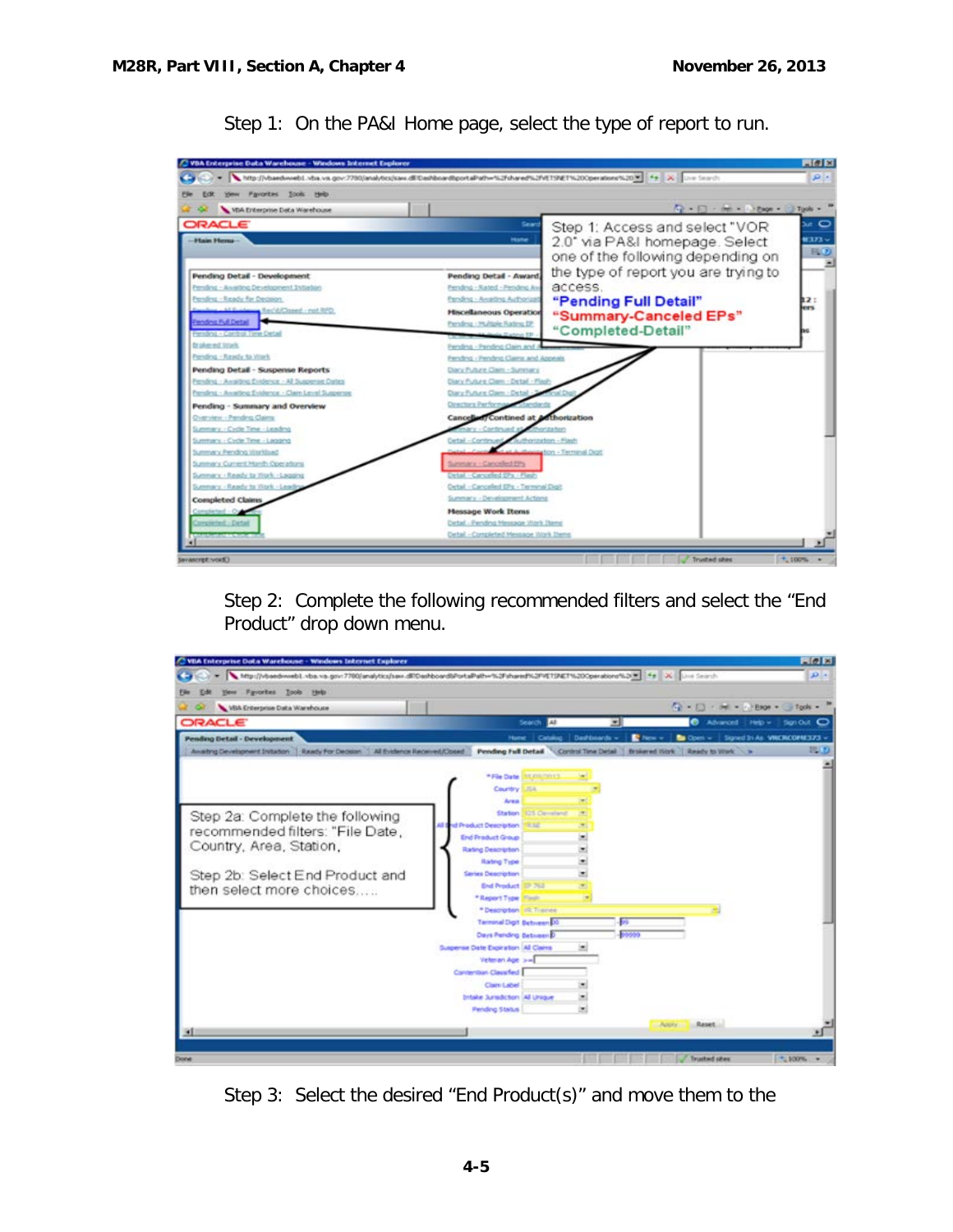Step 1: On the PA&I Home page, select the type of report to run.

Step 2: Complete the following recommended filters and select the “End Product” drop down menu.

Step 3: Select the desired “End Product(s)” and move them to the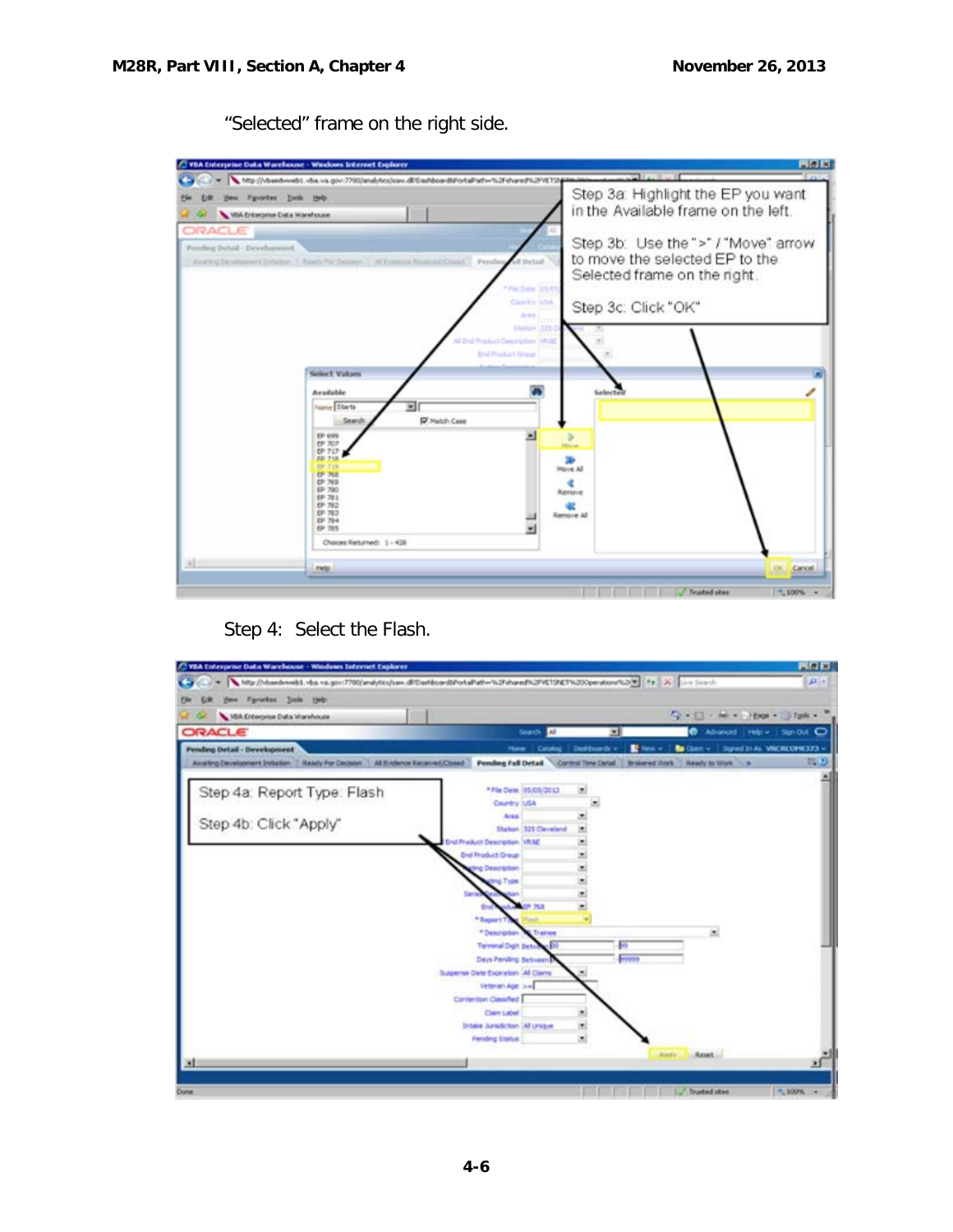"Selected" frame on the right side.

Step 3a: Highlight the EP you want in the Available frame on the left.

Step 3b: Use the ">" / "Move" arrow to move the selected EP to the Selected frame on the right.

Step 3c: Click "OK".

Step 4: Select the Flash.

Step 4a: Report Type: Flash

Step 4b: Click "Apply"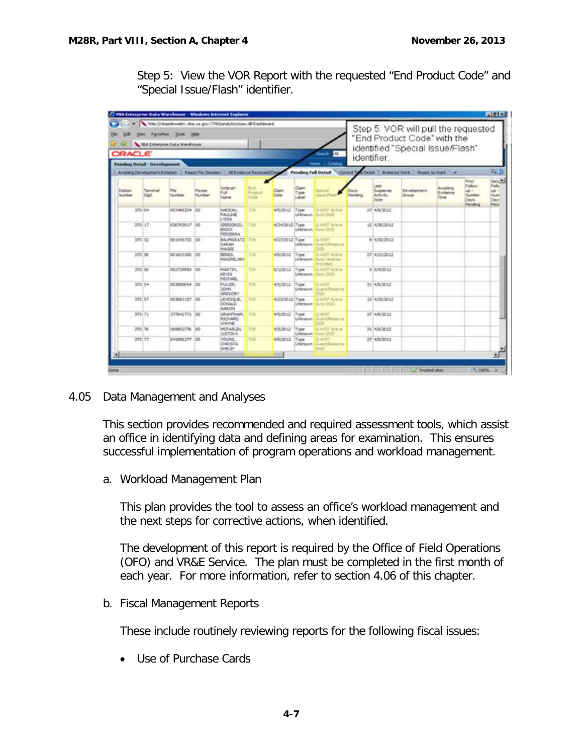Step 5: View the VOR Report with the requested "End Product Code" and "Special Issue/Flash" identifier.

4.05 Data Management and Analyses

This section provides recommended and required assessment tools, which assist an office in identifying data and defining areas for examination. This ensures successful implementation of program operations and workload management.

a. Workload Management Plan

This plan provides the tool to assess an office's workload management and the next steps for corrective actions, when identified.

The development of this report is required by the Office of Field Operations (OFO) and VR&E Service. The plan must be completed in the first month of each year. For more information, refer to section 4.06 of this chapter.

b. Fiscal Management Reports

These include routinely reviewing reports for the following fiscal issues:

- Use of Purchase Cards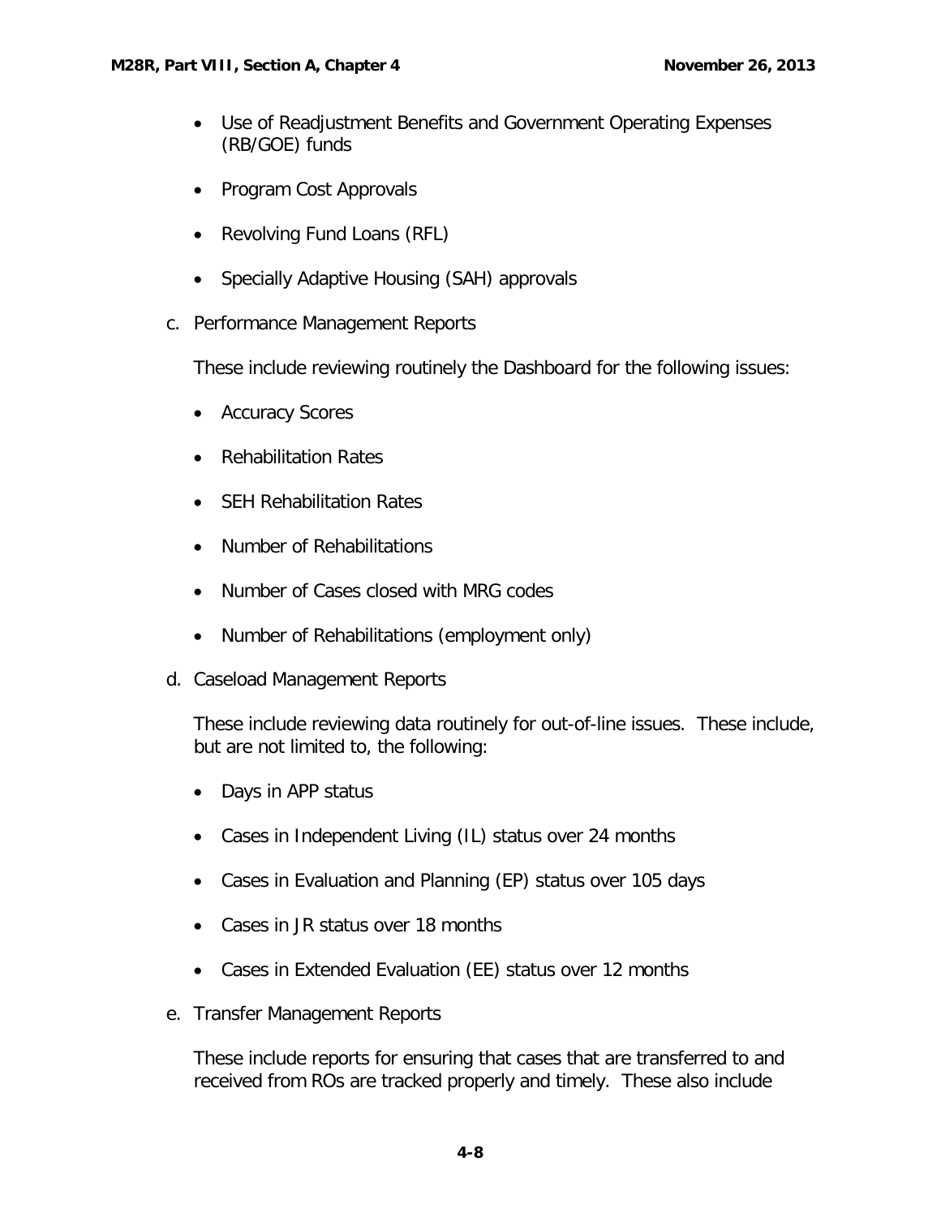- Use of Readjustment Benefits and Government Operating Expenses (RB/GOE) funds
- Program Cost Approvals
- Revolving Fund Loans (RFL)
- Specially Adaptive Housing (SAH) approvals

c. Performance Management Reports

These include reviewing routinely the Dashboard for the following issues:

- Accuracy Scores
- Rehabilitation Rates
- SEH Rehabilitation Rates
- Number of Rehabilitations
- Number of Cases closed with MRG codes
- Number of Rehabilitations (employment only)

d. Caseload Management Reports

These include reviewing data routinely for out-of-line issues. These include, but are not limited to, the following:

- Days in APP status
- Cases in Independent Living (IL) status over 24 months
- Cases in Evaluation and Planning (EP) status over 105 days
- Cases in JR status over 18 months
- Cases in Extended Evaluation (EE) status over 12 months

e. Transfer Management Reports

These include reports for ensuring that cases that are transferred to and received from ROs are tracked properly and timely. These also include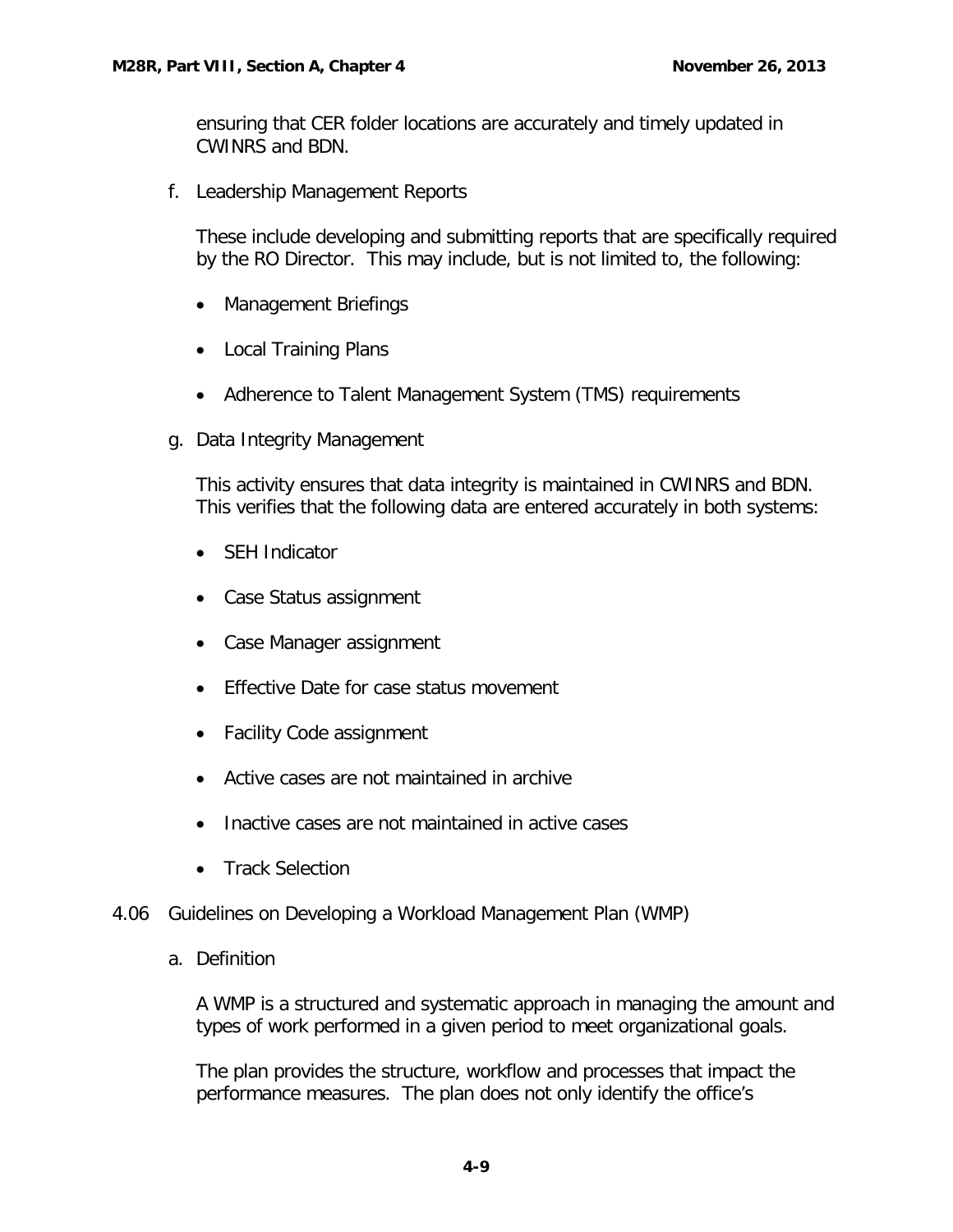ensuring that CER folder locations are accurately and timely updated in CWINRS and BDN.

f. Leadership Management Reports

These include developing and submitting reports that are specifically required by the RO Director. This may include, but is not limited to, the following:

- Management Briefings
- Local Training Plans
- Adherence to Talent Management System (TMS) requirements

g. Data Integrity Management

This activity ensures that data integrity is maintained in CWINRS and BDN. This verifies that the following data are entered accurately in both systems:

- SEH Indicator
- Case Status assignment
- Case Manager assignment
- Effective Date for case status movement
- Facility Code assignment
- Active cases are not maintained in archive
- Inactive cases are not maintained in active cases
- Track Selection

## 4.06 Guidelines on Developing a Workload Management Plan (WMP)

a. Definition

A WMP is a structured and systematic approach in managing the amount and types of work performed in a given period to meet organizational goals.

The plan provides the structure, workflow and processes that impact the performance measures. The plan does not only identify the office's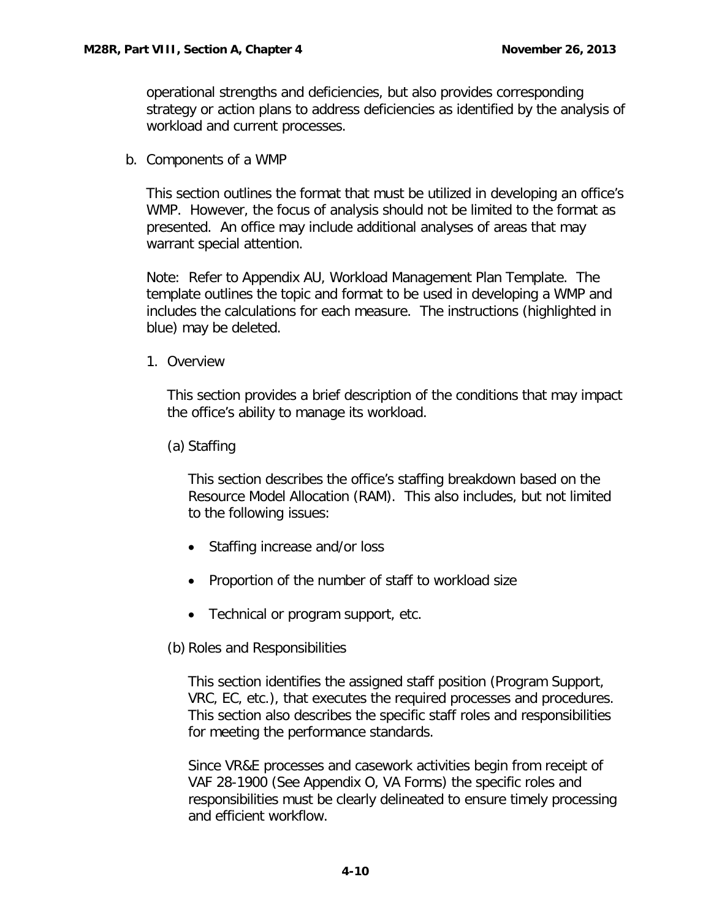operational strengths and deficiencies, but also provides corresponding strategy or action plans to address deficiencies as identified by the analysis of workload and current processes.

b. Components of a WMP

This section outlines the format that must be utilized in developing an office's WMP. However, the focus of analysis should not be limited to the format as presented. An office may include additional analyses of areas that may warrant special attention.

Note: Refer to Appendix AU, Workload Management Plan Template. The template outlines the topic and format to be used in developing a WMP and includes the calculations for each measure. The instructions (highlighted in blue) may be deleted.

1. Overview

This section provides a brief description of the conditions that may impact the office's ability to manage its workload.

(a) Staffing

This section describes the office's staffing breakdown based on the Resource Model Allocation (RAM). This also includes, but not limited to the following issues:

- Staffing increase and/or loss
- Proportion of the number of staff to workload size
- Technical or program support, etc.

(b) Roles and Responsibilities

This section identifies the assigned staff position (Program Support, VRC, EC, etc.), that executes the required processes and procedures. This section also describes the specific staff roles and responsibilities for meeting the performance standards.

Since VR&E processes and casework activities begin from receipt of VAF 28-1900 (See Appendix O, VA Forms) the specific roles and responsibilities must be clearly delineated to ensure timely processing and efficient workflow.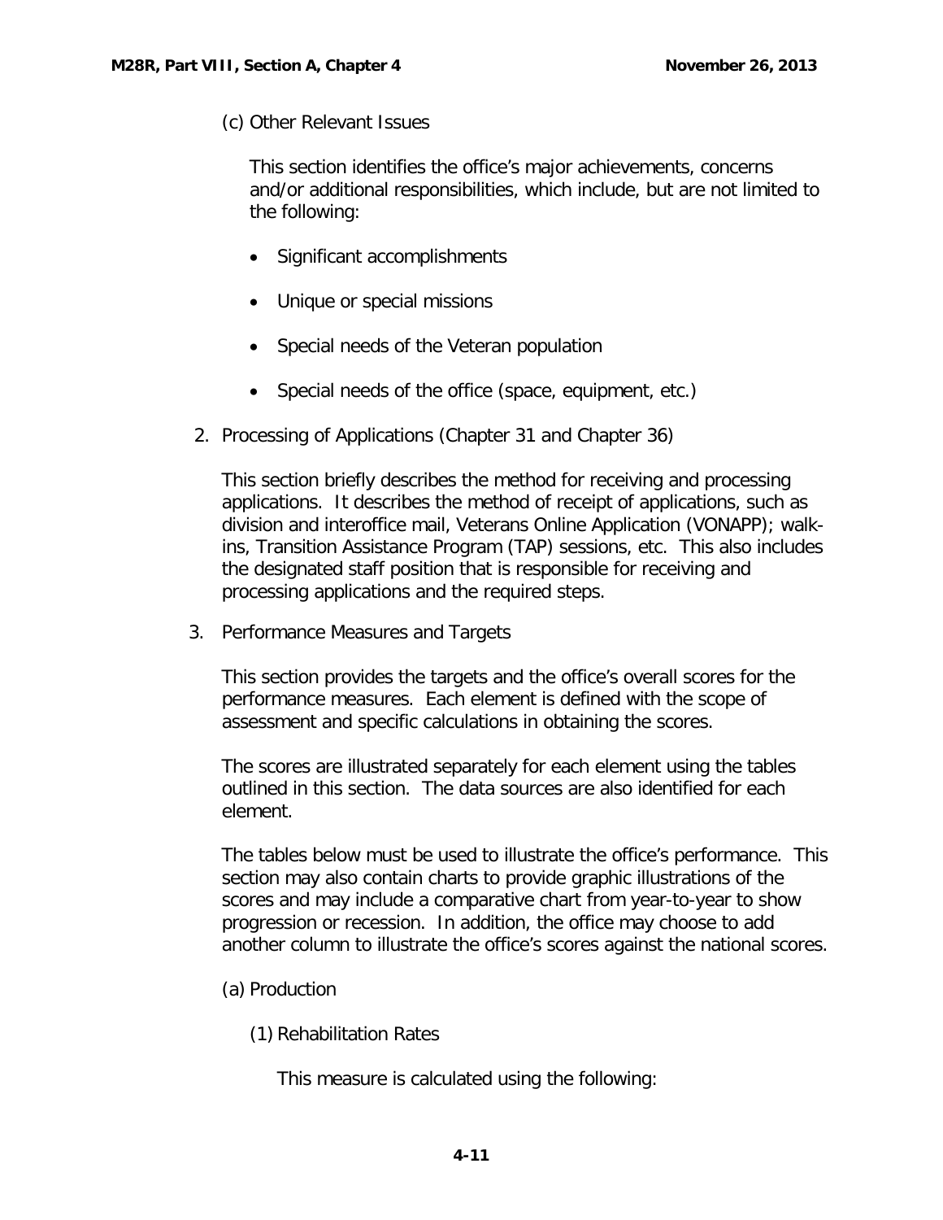(c) Other Relevant Issues

This section identifies the office's major achievements, concerns and/or additional responsibilities, which include, but are not limited to the following:

- Significant accomplishments
- Unique or special missions
- Special needs of the Veteran population
- Special needs of the office (space, equipment, etc.)

2. Processing of Applications (Chapter 31 and Chapter 36)

This section briefly describes the method for receiving and processing applications. It describes the method of receipt of applications, such as division and interoffice mail, Veterans Online Application (VONAPP); walk-ins, Transition Assistance Program (TAP) sessions, etc. This also includes the designated staff position that is responsible for receiving and processing applications and the required steps.

3. Performance Measures and Targets

This section provides the targets and the office's overall scores for the performance measures. Each element is defined with the scope of assessment and specific calculations in obtaining the scores.

The scores are illustrated separately for each element using the tables outlined in this section. The data sources are also identified for each element.

The tables below must be used to illustrate the office's performance. This section may also contain charts to provide graphic illustrations of the scores and may include a comparative chart from year-to-year to show progression or recession. In addition, the office may choose to add another column to illustrate the office's scores against the national scores.

(a) Production

(1) Rehabilitation Rates

This measure is calculated using the following: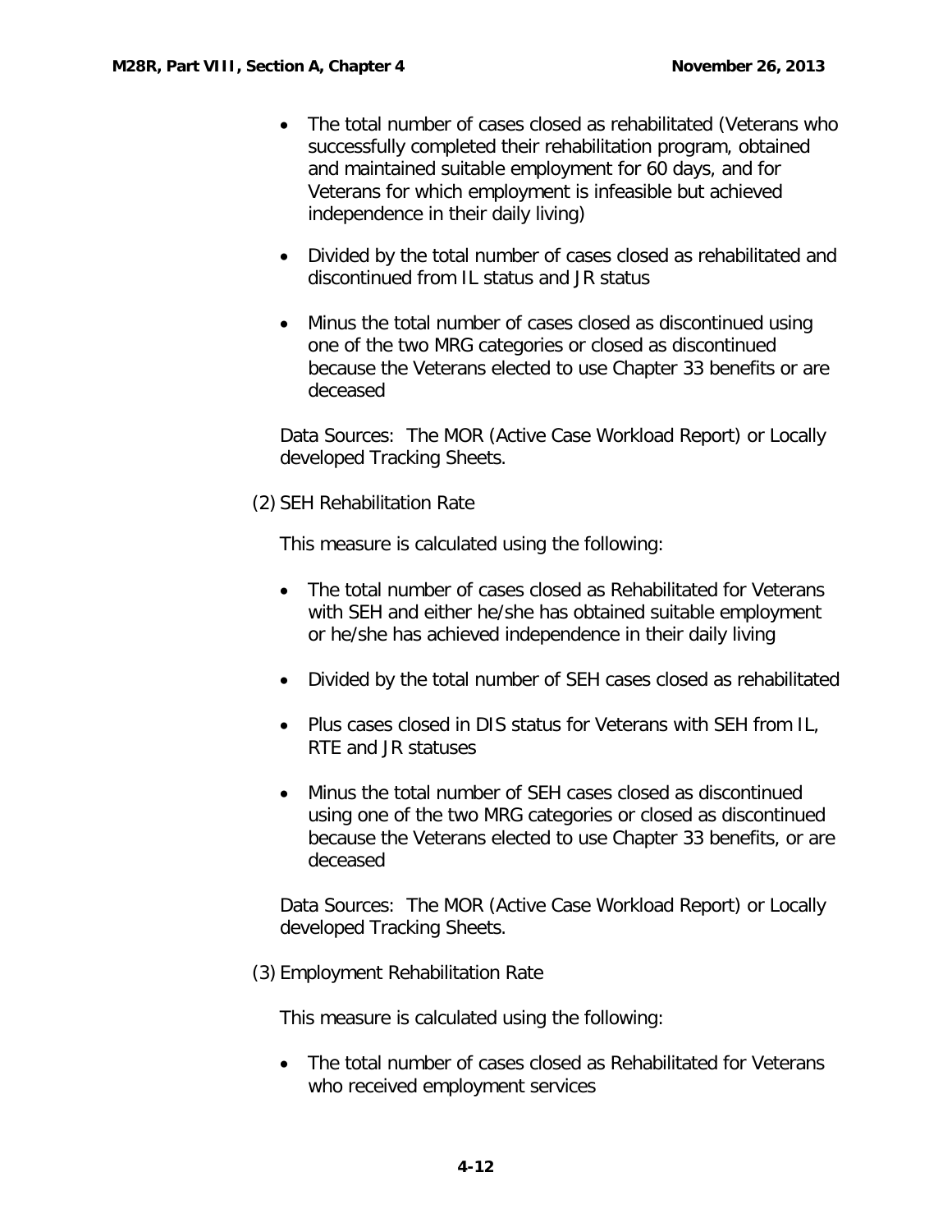- The total number of cases closed as rehabilitated (Veterans who successfully completed their rehabilitation program, obtained and maintained suitable employment for 60 days, and for Veterans for which employment is infeasible but achieved independence in their daily living)

- Divided by the total number of cases closed as rehabilitated and discontinued from IL status and JR status

- Minus the total number of cases closed as discontinued using one of the two MRG categories or closed as discontinued because the Veterans elected to use Chapter 33 benefits or are deceased

Data Sources: The MOR (Active Case Workload Report) or Locally developed Tracking Sheets.

(2) SEH Rehabilitation Rate

This measure is calculated using the following:

- The total number of cases closed as Rehabilitated for Veterans with SEH and either he/she has obtained suitable employment or he/she has achieved independence in their daily living

- Divided by the total number of SEH cases closed as rehabilitated

- Plus cases closed in DIS status for Veterans with SEH from IL, RTE and JR statuses

- Minus the total number of SEH cases closed as discontinued using one of the two MRG categories or closed as discontinued because the Veterans elected to use Chapter 33 benefits, or are deceased

Data Sources: The MOR (Active Case Workload Report) or Locally developed Tracking Sheets.

(3) Employment Rehabilitation Rate

This measure is calculated using the following:

- The total number of cases closed as Rehabilitated for Veterans who received employment services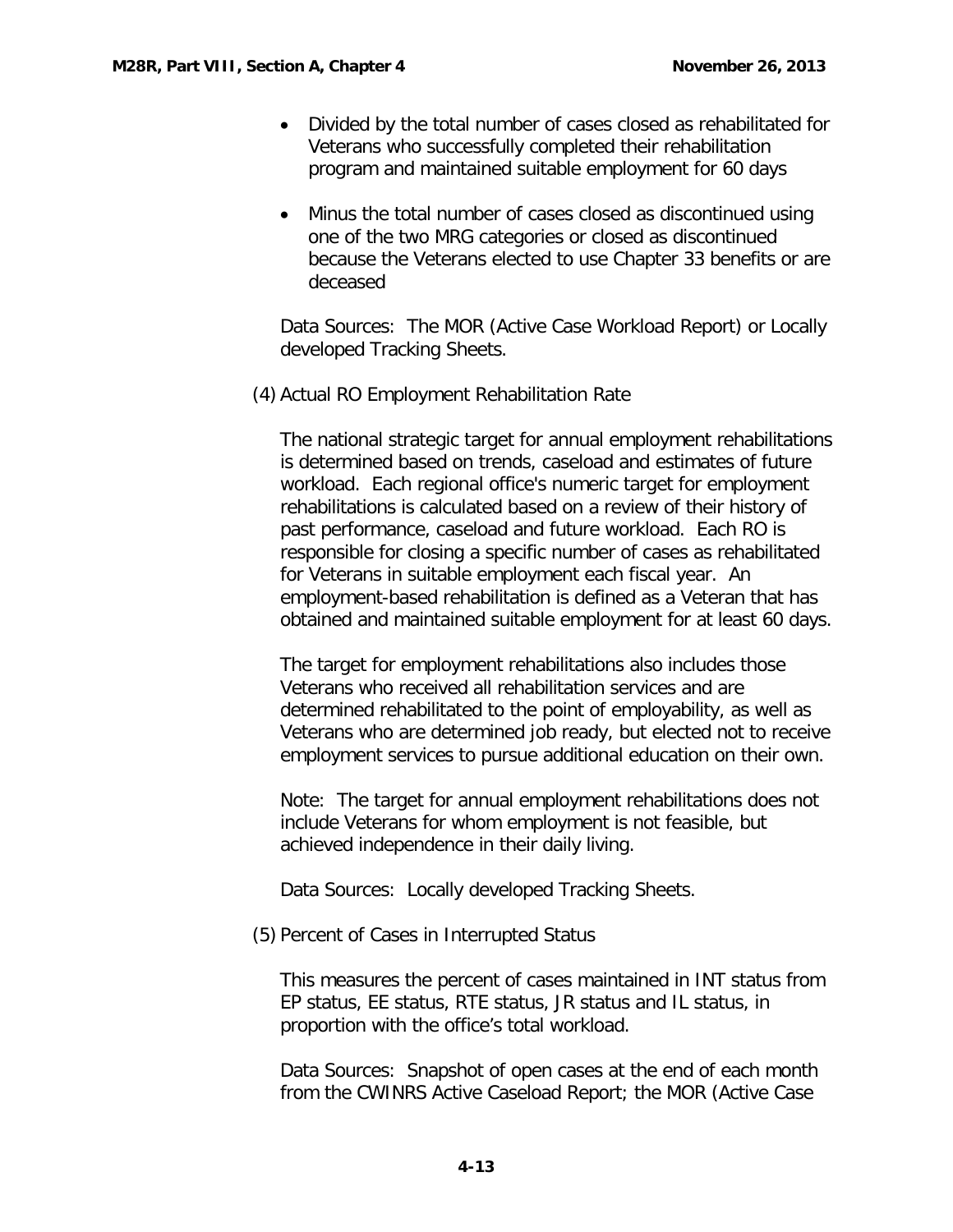- Divided by the total number of cases closed as rehabilitated for Veterans who successfully completed their rehabilitation program and maintained suitable employment for 60 days

- Minus the total number of cases closed as discontinued using one of the two MRG categories or closed as discontinued because the Veterans elected to use Chapter 33 benefits or are deceased

Data Sources: The MOR (Active Case Workload Report) or Locally developed Tracking Sheets.

(4) Actual RO Employment Rehabilitation Rate

The national strategic target for annual employment rehabilitations is determined based on trends, caseload and estimates of future workload. Each regional office's numeric target for employment rehabilitations is calculated based on a review of their history of past performance, caseload and future workload. Each RO is responsible for closing a specific number of cases as rehabilitated for Veterans in suitable employment each fiscal year. An employment-based rehabilitation is defined as a Veteran that has obtained and maintained suitable employment for at least 60 days.

The target for employment rehabilitations also includes those Veterans who received all rehabilitation services and are determined rehabilitated to the point of employability, as well as Veterans who are determined job ready, but elected not to receive employment services to pursue additional education on their own.

Note: The target for annual employment rehabilitations does not include Veterans for whom employment is not feasible, but achieved independence in their daily living.

Data Sources: Locally developed Tracking Sheets.

(5) Percent of Cases in Interrupted Status

This measures the percent of cases maintained in INT status from EP status, EE status, RTE status, JR status and IL status, in proportion with the office's total workload.

Data Sources: Snapshot of open cases at the end of each month from the CWINRS Active Caseload Report; the MOR (Active Case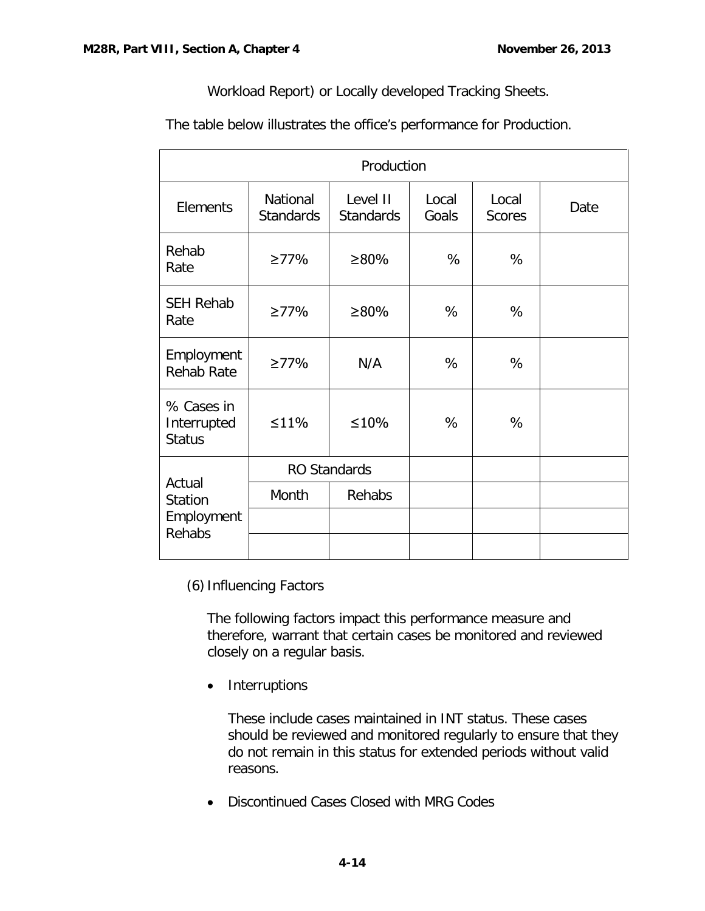Workload Report) or Locally developed Tracking Sheets.

The table below illustrates the office's performance for Production.

| Production | | | | | |
|---|---|---|---|---|---|
| Elements | National Standards | Level II Standards | Local Goals | Local Scores | Date |
| Rehab Rate | ≥77% | ≥80% | % | % | |
| SEH Rehab Rate | ≥77% | ≥80% | % | % | |
| Employment Rehab Rate | ≥77% | N/A | % | % | |
| % Cases in Interrupted Status | ≤11% | ≤10% | % | % | |
| Actual Station Employment Rehabs | RO Standards | | | | |
| | Month | Rehabs | | | |
| | | | | | |
| | | | | | |

(6) Influencing Factors

The following factors impact this performance measure and therefore, warrant that certain cases be monitored and reviewed closely on a regular basis.

- Interruptions

  These include cases maintained in INT status. These cases should be reviewed and monitored regularly to ensure that they do not remain in this status for extended periods without valid reasons.

- Discontinued Cases Closed with MRG Codes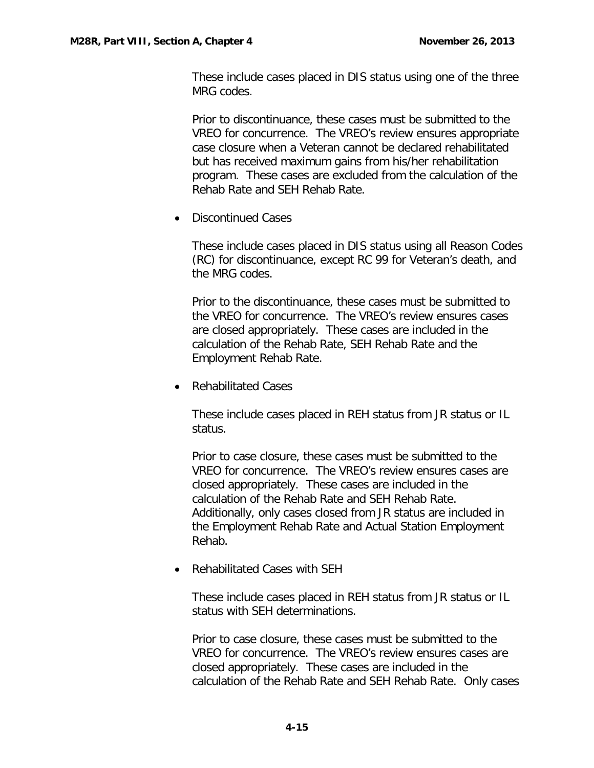These include cases placed in DIS status using one of the three MRG codes.

Prior to discontinuance, these cases must be submitted to the VREO for concurrence. The VREO's review ensures appropriate case closure when a Veteran cannot be declared rehabilitated but has received maximum gains from his/her rehabilitation program. These cases are excluded from the calculation of the Rehab Rate and SEH Rehab Rate.

- Discontinued Cases

  These include cases placed in DIS status using all Reason Codes (RC) for discontinuance, except RC 99 for Veteran's death, and the MRG codes.

  Prior to the discontinuance, these cases must be submitted to the VREO for concurrence. The VREO's review ensures cases are closed appropriately. These cases are included in the calculation of the Rehab Rate, SEH Rehab Rate and the Employment Rehab Rate.

- Rehabilitated Cases

  These include cases placed in REH status from JR status or IL status.

  Prior to case closure, these cases must be submitted to the VREO for concurrence. The VREO's review ensures cases are closed appropriately. These cases are included in the calculation of the Rehab Rate and SEH Rehab Rate. Additionally, only cases closed from JR status are included in the Employment Rehab Rate and Actual Station Employment Rehab.

- Rehabilitated Cases with SEH

  These include cases placed in REH status from JR status or IL status with SEH determinations.

  Prior to case closure, these cases must be submitted to the VREO for concurrence. The VREO's review ensures cases are closed appropriately. These cases are included in the calculation of the Rehab Rate and SEH Rehab Rate. Only cases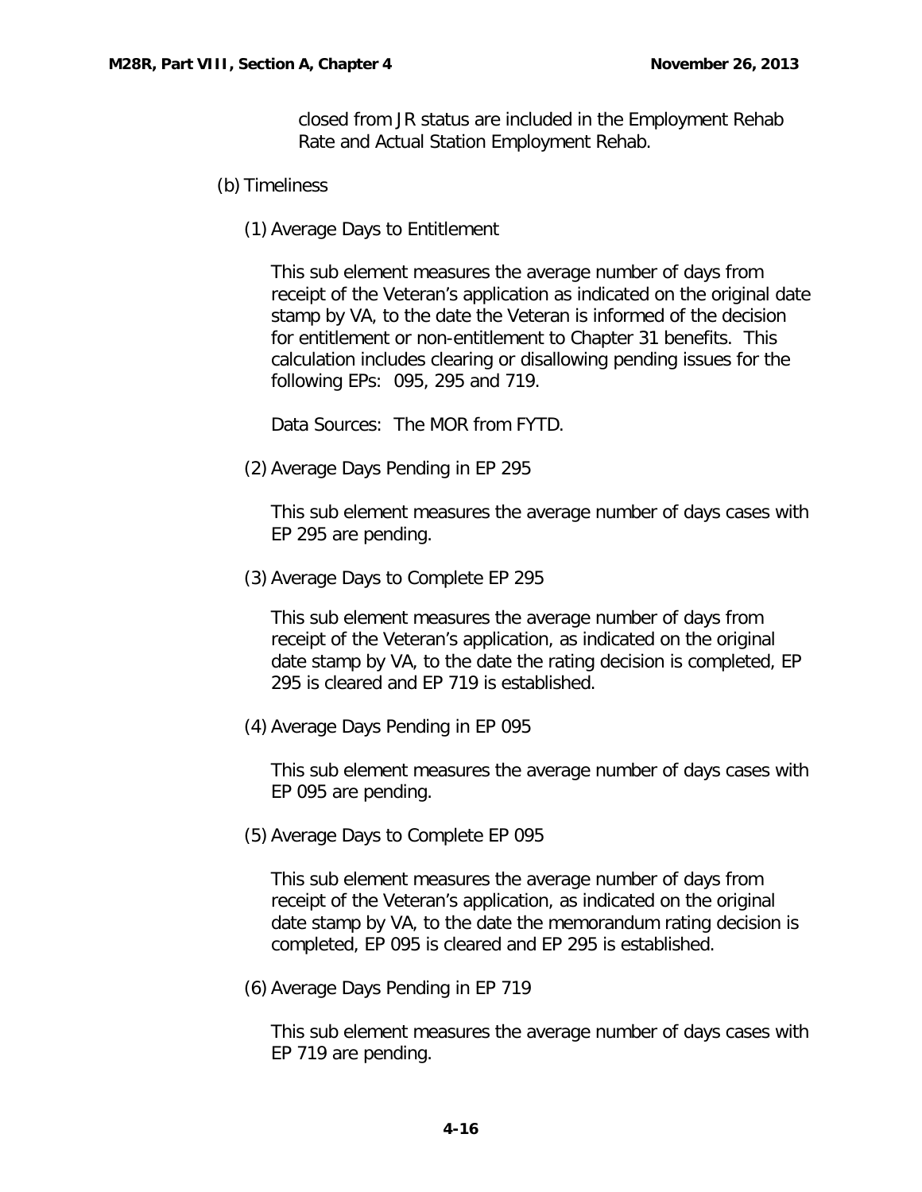closed from JR status are included in the Employment Rehab Rate and Actual Station Employment Rehab.

(b) Timeliness

(1) Average Days to Entitlement

This sub element measures the average number of days from receipt of the Veteran's application as indicated on the original date stamp by VA, to the date the Veteran is informed of the decision for entitlement or non-entitlement to Chapter 31 benefits. This calculation includes clearing or disallowing pending issues for the following EPs: 095, 295 and 719.

Data Sources: The MOR from FYTD.

(2) Average Days Pending in EP 295

This sub element measures the average number of days cases with EP 295 are pending.

(3) Average Days to Complete EP 295

This sub element measures the average number of days from receipt of the Veteran's application, as indicated on the original date stamp by VA, to the date the rating decision is completed, EP 295 is cleared and EP 719 is established.

(4) Average Days Pending in EP 095

This sub element measures the average number of days cases with EP 095 are pending.

(5) Average Days to Complete EP 095

This sub element measures the average number of days from receipt of the Veteran's application, as indicated on the original date stamp by VA, to the date the memorandum rating decision is completed, EP 095 is cleared and EP 295 is established.

(6) Average Days Pending in EP 719

This sub element measures the average number of days cases with EP 719 are pending.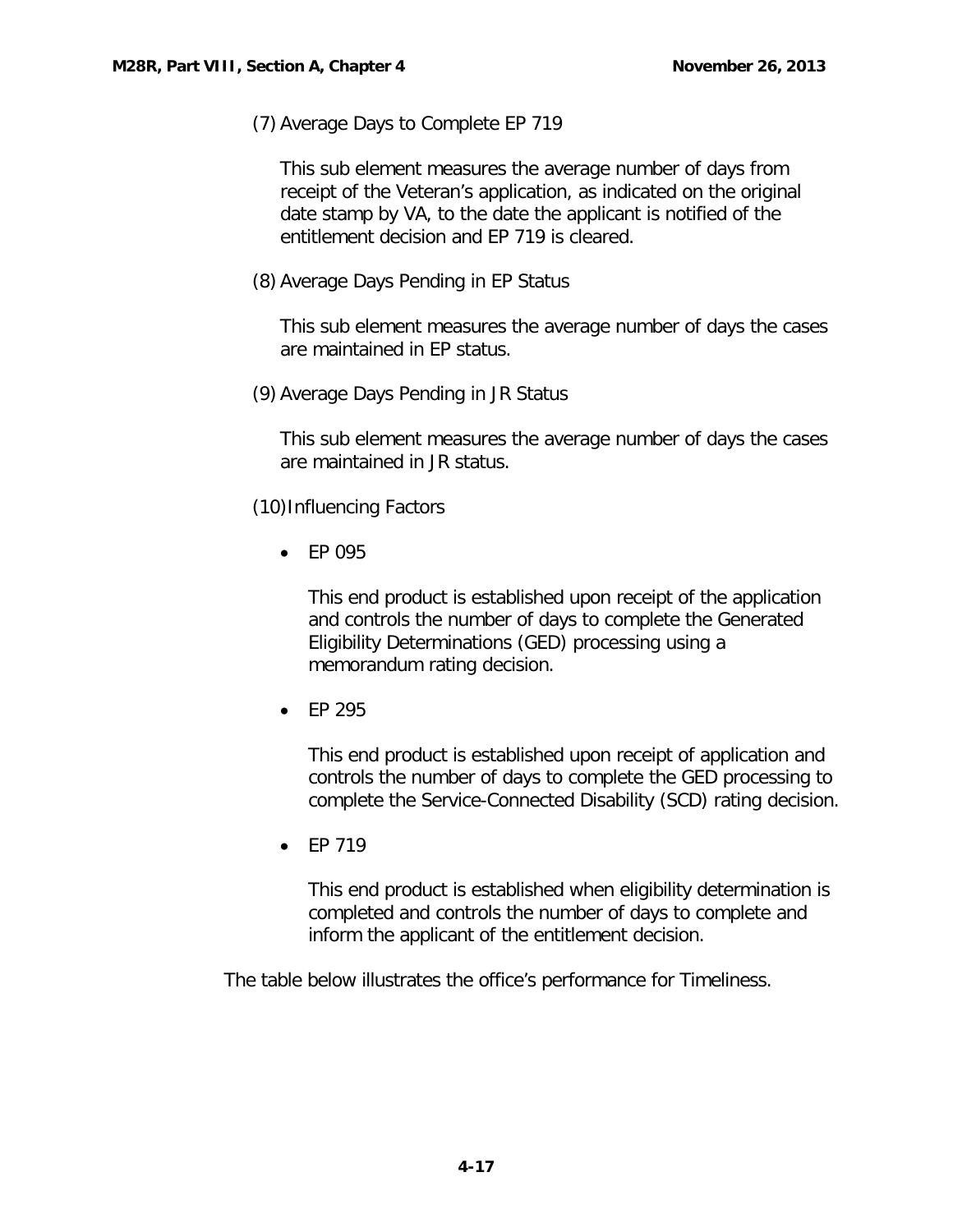(7) Average Days to Complete EP 719

This sub element measures the average number of days from receipt of the Veteran's application, as indicated on the original date stamp by VA, to the date the applicant is notified of the entitlement decision and EP 719 is cleared.

(8) Average Days Pending in EP Status

This sub element measures the average number of days the cases are maintained in EP status.

(9) Average Days Pending in JR Status

This sub element measures the average number of days the cases are maintained in JR status.

(10) Influencing Factors

- EP 095

  This end product is established upon receipt of the application and controls the number of days to complete the Generated Eligibility Determinations (GED) processing using a memorandum rating decision.

- EP 295

  This end product is established upon receipt of application and controls the number of days to complete the GED processing to complete the Service-Connected Disability (SCD) rating decision.

- EP 719

  This end product is established when eligibility determination is completed and controls the number of days to complete and inform the applicant of the entitlement decision.

The table below illustrates the office's performance for Timeliness.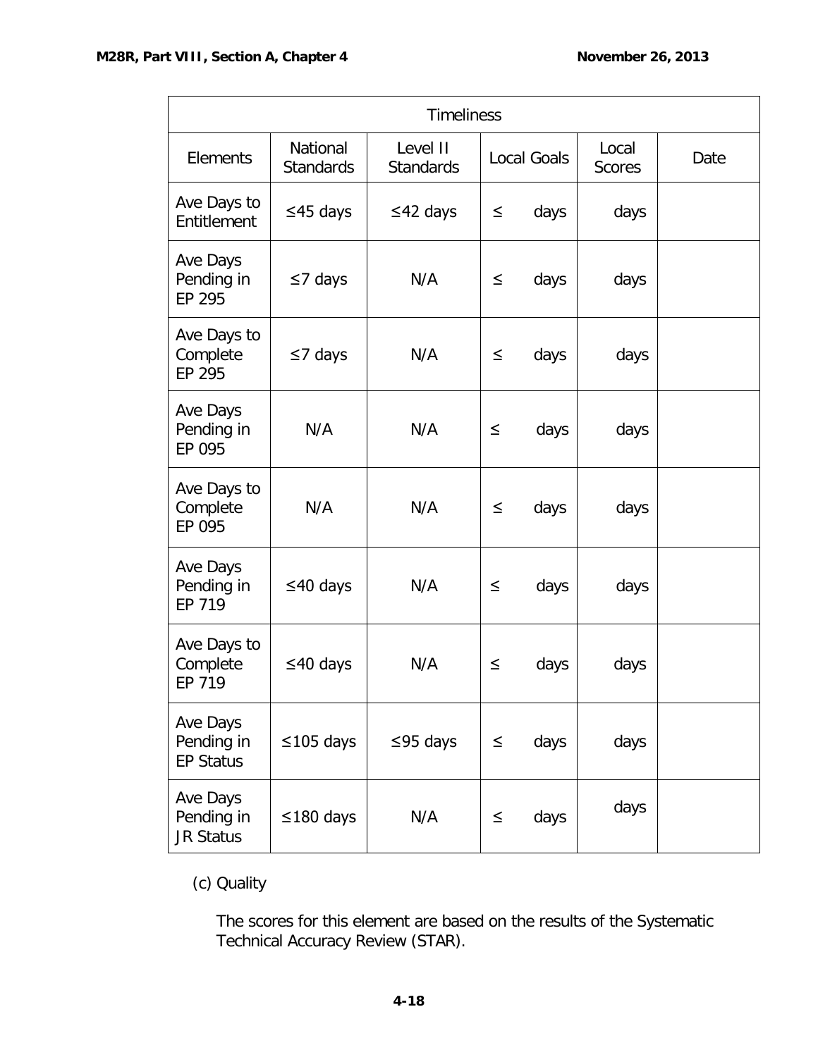| Timeliness | | | | | |
|---|---|---|---|---|---|
| Elements | National Standards | Level II Standards | Local Goals | Local Scores | Date |
| Ave Days to Entitlement | ≤45 days | ≤42 days | ≤ days | days | |
| Ave Days Pending in EP 295 | ≤7 days | N/A | ≤ days | days | |
| Ave Days to Complete EP 295 | ≤7 days | N/A | ≤ days | days | |
| Ave Days Pending in EP 095 | N/A | N/A | ≤ days | days | |
| Ave Days to Complete EP 095 | N/A | N/A | ≤ days | days | |
| Ave Days Pending in EP 719 | ≤40 days | N/A | ≤ days | days | |
| Ave Days to Complete EP 719 | ≤40 days | N/A | ≤ days | days | |
| Ave Days Pending in EP Status | ≤105 days | ≤95 days | ≤ days | days | |
| Ave Days Pending in JR Status | ≤180 days | N/A | ≤ days | days | |

(c) Quality

The scores for this element are based on the results of the Systematic Technical Accuracy Review (STAR).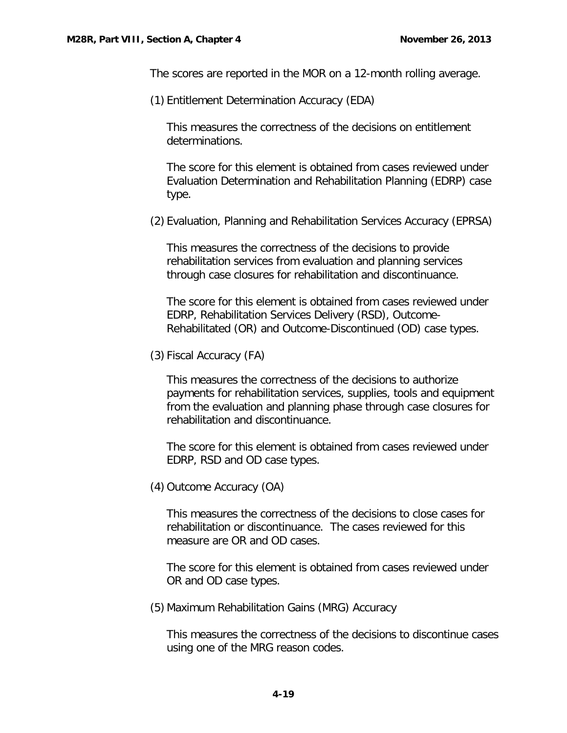The scores are reported in the MOR on a 12-month rolling average.

(1) Entitlement Determination Accuracy (EDA)

This measures the correctness of the decisions on entitlement determinations.

The score for this element is obtained from cases reviewed under Evaluation Determination and Rehabilitation Planning (EDRP) case type.

(2) Evaluation, Planning and Rehabilitation Services Accuracy (EPRSA)

This measures the correctness of the decisions to provide rehabilitation services from evaluation and planning services through case closures for rehabilitation and discontinuance.

The score for this element is obtained from cases reviewed under EDRP, Rehabilitation Services Delivery (RSD), Outcome-Rehabilitated (OR) and Outcome-Discontinued (OD) case types.

(3) Fiscal Accuracy (FA)

This measures the correctness of the decisions to authorize payments for rehabilitation services, supplies, tools and equipment from the evaluation and planning phase through case closures for rehabilitation and discontinuance.

The score for this element is obtained from cases reviewed under EDRP, RSD and OD case types.

(4) Outcome Accuracy (OA)

This measures the correctness of the decisions to close cases for rehabilitation or discontinuance. The cases reviewed for this measure are OR and OD cases.

The score for this element is obtained from cases reviewed under OR and OD case types.

(5) Maximum Rehabilitation Gains (MRG) Accuracy

This measures the correctness of the decisions to discontinue cases using one of the MRG reason codes.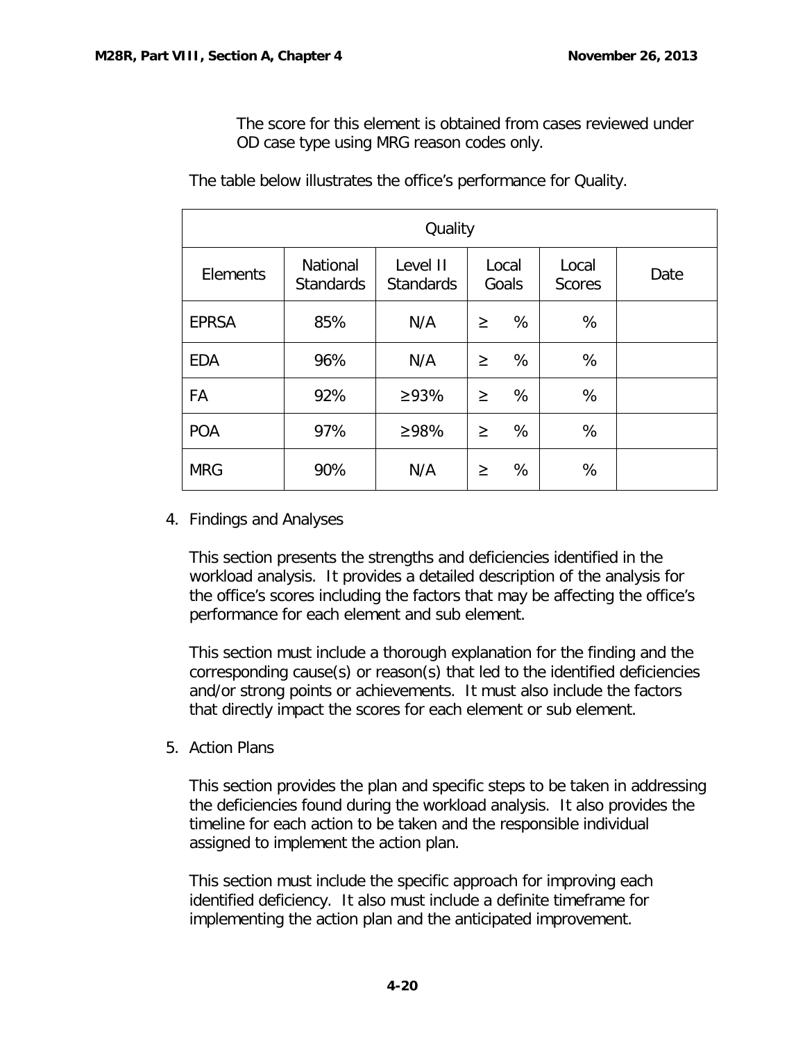The score for this element is obtained from cases reviewed under OD case type using MRG reason codes only.

The table below illustrates the office's performance for Quality.

| Quality | | | | | |
|---|---|---|---|---|---|
| Elements | National Standards | Level II Standards | Local Goals | Local Scores | Date |
| EPRSA | 85% | N/A | ≥ % | % | |
| EDA | 96% | N/A | ≥ % | % | |
| FA | 92% | ≥93% | ≥ % | % | |
| POA | 97% | ≥98% | ≥ % | % | |
| MRG | 90% | N/A | ≥ % | % | |

4. Findings and Analyses

   This section presents the strengths and deficiencies identified in the workload analysis. It provides a detailed description of the analysis for the office's scores including the factors that may be affecting the office's performance for each element and sub element.

   This section must include a thorough explanation for the finding and the corresponding cause(s) or reason(s) that led to the identified deficiencies and/or strong points or achievements. It must also include the factors that directly impact the scores for each element or sub element.

5. Action Plans

   This section provides the plan and specific steps to be taken in addressing the deficiencies found during the workload analysis. It also provides the timeline for each action to be taken and the responsible individual assigned to implement the action plan.

   This section must include the specific approach for improving each identified deficiency. It also must include a definite timeframe for implementing the action plan and the anticipated improvement.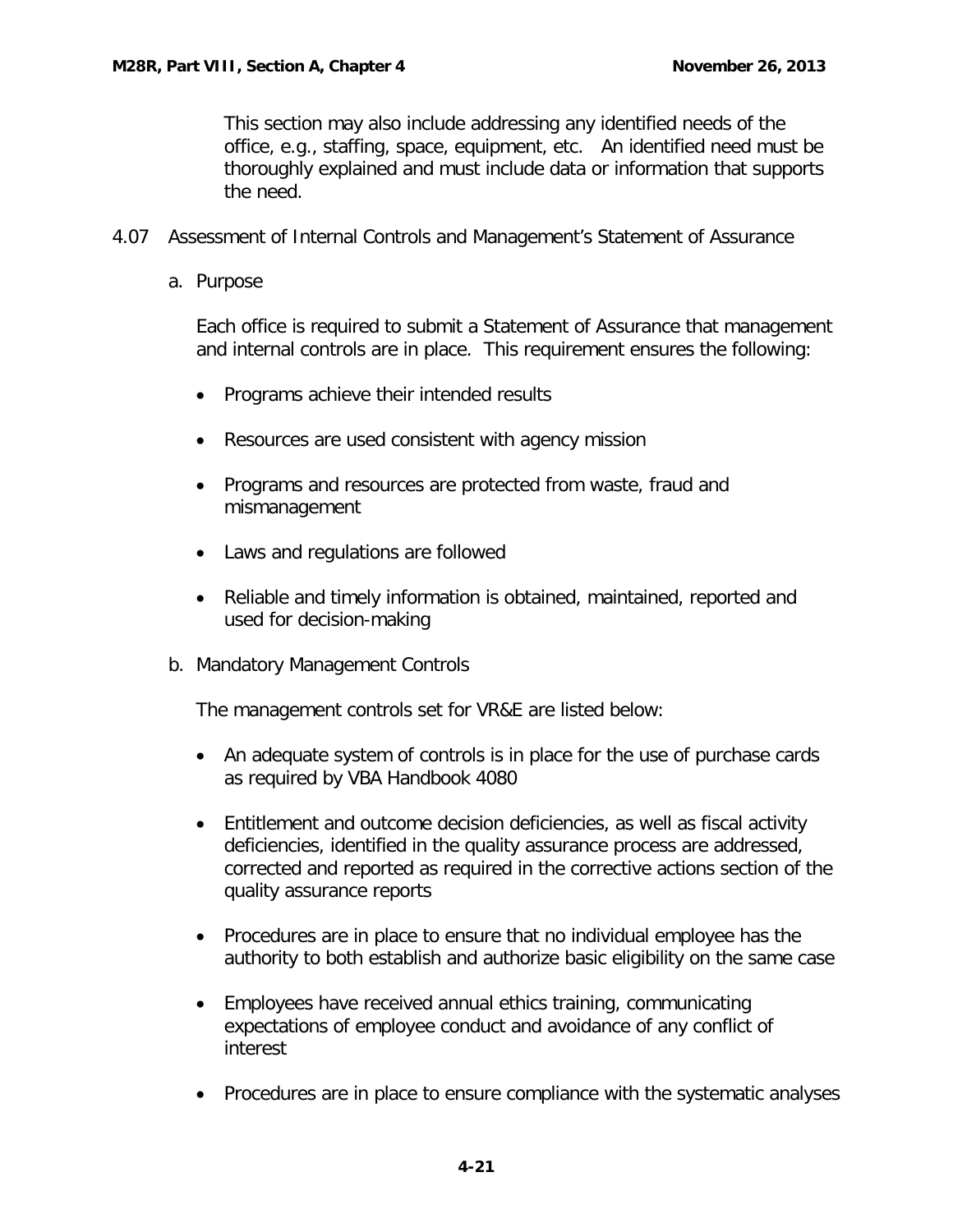This section may also include addressing any identified needs of the office, e.g., staffing, space, equipment, etc. An identified need must be thoroughly explained and must include data or information that supports the need.

## 4.07 Assessment of Internal Controls and Management's Statement of Assurance

### a. Purpose

Each office is required to submit a Statement of Assurance that management and internal controls are in place. This requirement ensures the following:

- Programs achieve their intended results
- Resources are used consistent with agency mission
- Programs and resources are protected from waste, fraud and mismanagement
- Laws and regulations are followed
- Reliable and timely information is obtained, maintained, reported and used for decision-making

### b. Mandatory Management Controls

The management controls set for VR&E are listed below:

- An adequate system of controls is in place for the use of purchase cards as required by VBA Handbook 4080
- Entitlement and outcome decision deficiencies, as well as fiscal activity deficiencies, identified in the quality assurance process are addressed, corrected and reported as required in the corrective actions section of the quality assurance reports
- Procedures are in place to ensure that no individual employee has the authority to both establish and authorize basic eligibility on the same case
- Employees have received annual ethics training, communicating expectations of employee conduct and avoidance of any conflict of interest
- Procedures are in place to ensure compliance with the systematic analyses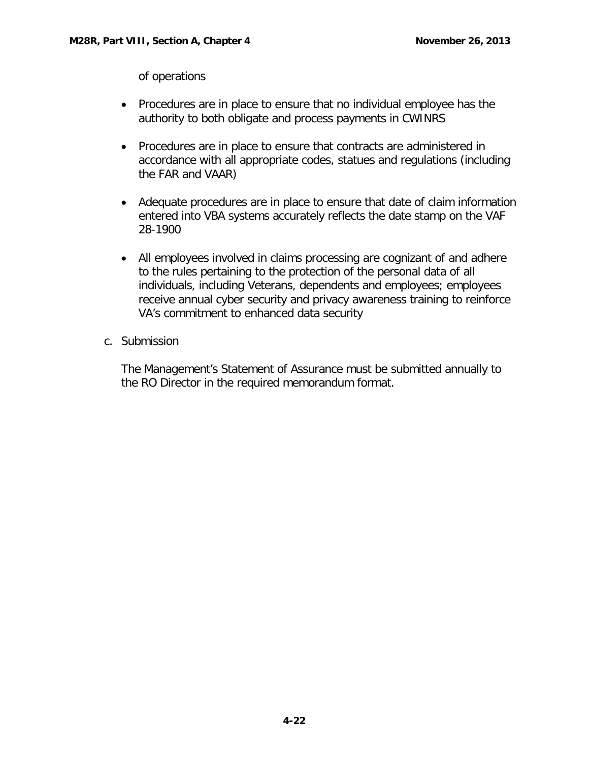of operations

- Procedures are in place to ensure that no individual employee has the authority to both obligate and process payments in CWINRS
- Procedures are in place to ensure that contracts are administered in accordance with all appropriate codes, statues and regulations (including the FAR and VAAR)
- Adequate procedures are in place to ensure that date of claim information entered into VBA systems accurately reflects the date stamp on the VAF 28-1900
- All employees involved in claims processing are cognizant of and adhere to the rules pertaining to the protection of the personal data of all individuals, including Veterans, dependents and employees; employees receive annual cyber security and privacy awareness training to reinforce VA's commitment to enhanced data security

c. Submission

The Management's Statement of Assurance must be submitted annually to the RO Director in the required memorandum format.